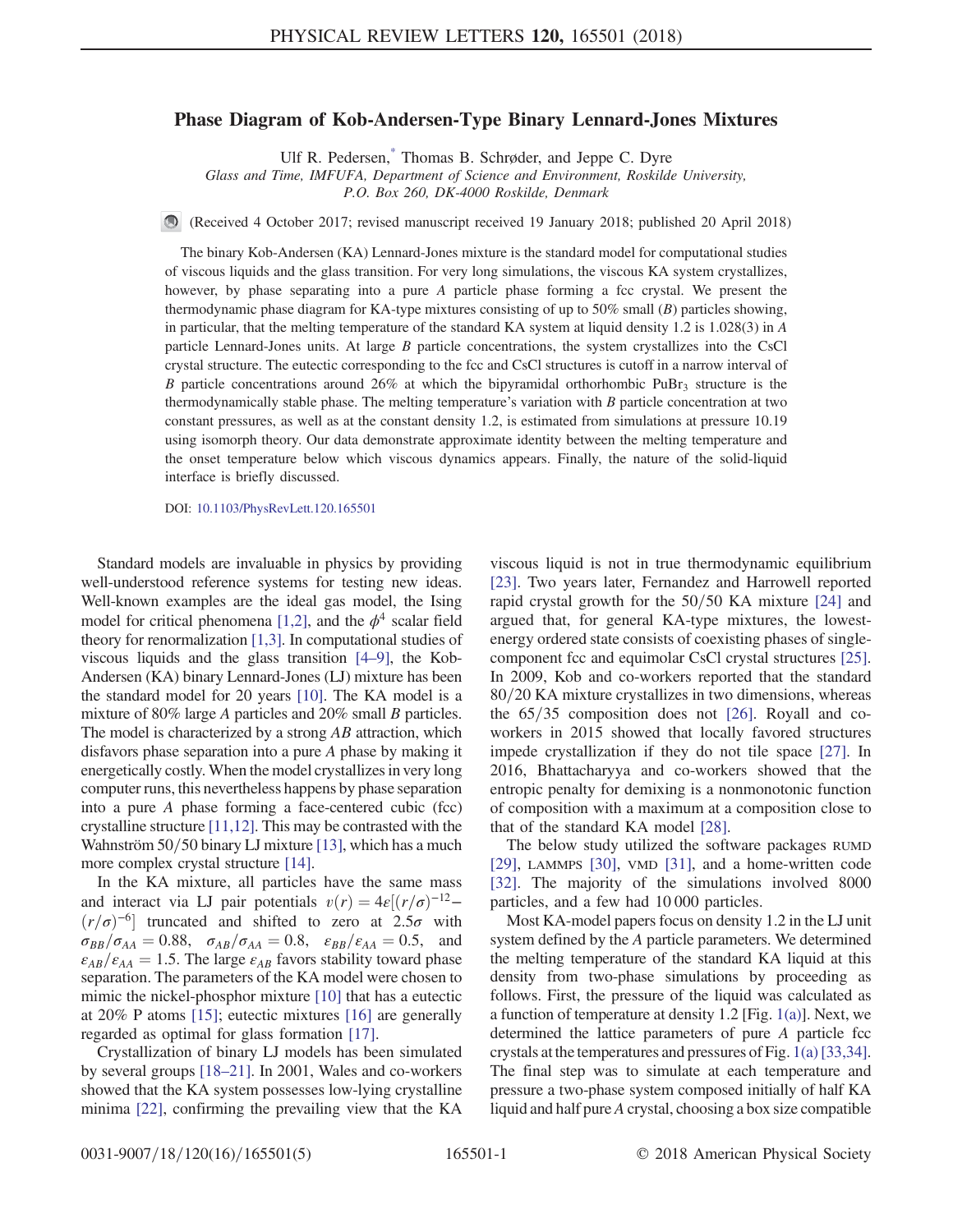# Phase Diagram of Kob-Andersen-Type Binary Lennard-Jones Mixtures

Ulf R. Pedersen,* Thomas B. Schrøder, and Jeppe C. Dyre

*Glass and Time, IMFUFA, Department of Science and Environment, Roskilde University, P.O. Box 260, DK-4000 Roskilde, Denmark*

(Received 4 October 2017; revised manuscript received 19 January 2018; published 20 April 2018)

The binary Kob-Andersen (KA) Lennard-Jones mixture is the standard model for computational studies of viscous liquids and the glass transition. For very long simulations, the viscous KA system crystallizes, however, by phase separating into a pure $A$ particle phase forming a fcc crystal. We present the thermodynamic phase diagram for KA-type mixtures consisting of up to 50% small ($B$) particles showing, in particular, that the melting temperature of the standard KA system at liquid density 1.2 is 1.028(3) in $A$ particle Lennard-Jones units. At large $B$ particle concentrations, the system crystallizes into the CsCl crystal structure. The eutectic corresponding to the fcc and CsCl structures is cutoff in a narrow interval of $B$ particle concentrations around 26% at which the bipyramidal orthorhombic $PuBr_3$ structure is the thermodynamically stable phase. The melting temperature's variation with $B$ particle concentration at two constant pressures, as well as at the constant density 1.2, is estimated from simulations at pressure 10.19 using isomorph theory. Our data demonstrate approximate identity between the melting temperature and the onset temperature below which viscous dynamics appears. Finally, the nature of the solid-liquid interface is briefly discussed.

DOI: 10.1103/PhysRevLett.120.165501

Standard models are invaluable in physics by providing well-understood reference systems for testing new ideas. Well-known examples are the ideal gas model, the Ising model for critical phenomena [1,2], and the $\phi^4$ scalar field theory for renormalization [1,3]. In computational studies of viscous liquids and the glass transition [4–9], the Kob-Andersen (KA) binary Lennard-Jones (LJ) mixture has been the standard model for 20 years [10]. The KA model is a mixture of 80% large $A$ particles and 20% small $B$ particles. The model is characterized by a strong $AB$ attraction, which disfavors phase separation into a pure $A$ phase by making it energetically costly. When the model crystallizes in very long computer runs, this nevertheless happens by phase separation into a pure $A$ phase forming a face-centered cubic (fcc) crystalline structure [11,12]. This may be contrasted with the Wahnström 50/50 binary LJ mixture [13], which has a much more complex crystal structure [14].

In the KA mixture, all particles have the same mass and interact via LJ pair potentials $v(r) = 4\varepsilon[(r/\sigma)^{-12} - (r/\sigma)^{-6}]$ truncated and shifted to zero at $2.5\sigma$ with $\sigma_{BB}/\sigma_{AA} = 0.88$, $\sigma_{AB}/\sigma_{AA} = 0.8$, $\varepsilon_{BB}/\varepsilon_{AA} = 0.5$, and $\varepsilon_{AB}/\varepsilon_{AA} = 1.5$. The large $\varepsilon_{AB}$ favors stability toward phase separation. The parameters of the KA model were chosen to mimic the nickel-phosphor mixture [10] that has a eutectic at 20% P atoms [15]; eutectic mixtures [16] are generally regarded as optimal for glass formation [17].

Crystallization of binary LJ models has been simulated by several groups [18–21]. In 2001, Wales and co-workers showed that the KA system possesses low-lying crystalline minima [22], confirming the prevailing view that the KA viscous liquid is not in true thermodynamic equilibrium [23]. Two years later, Fernandez and Harrowell reported rapid crystal growth for the 50/50 KA mixture [24] and argued that, for general KA-type mixtures, the lowest-energy ordered state consists of coexisting phases of single-component fcc and equimolar CsCl crystal structures [25]. In 2009, Kob and co-workers reported that the standard 80/20 KA mixture crystallizes in two dimensions, whereas the 65/35 composition does not [26]. Royall and co-workers in 2015 showed that locally favored structures impede crystallization if they do not tile space [27]. In 2016, Bhattacharyya and co-workers showed that the entropic penalty for demixing is a nonmonotonic function of composition with a maximum at a composition close to that of the standard KA model [28].

The below study utilized the software packages RUMD [29], LAMMPS [30], VMD [31], and a home-written code [32]. The majority of the simulations involved 8000 particles, and a few had 10 000 particles.

Most KA-model papers focus on density 1.2 in the LJ unit system defined by the $A$ particle parameters. We determined the melting temperature of the standard KA liquid at this density from two-phase simulations by proceeding as follows. First, the pressure of the liquid was calculated as a function of temperature at density 1.2 [Fig. 1(a)]. Next, we determined the lattice parameters of pure $A$ particle fcc crystals at the temperatures and pressures of Fig. 1(a) [33,34]. The final step was to simulate at each temperature and pressure a two-phase system composed initially of half KA liquid and half pure $A$ crystal, choosing a box size compatible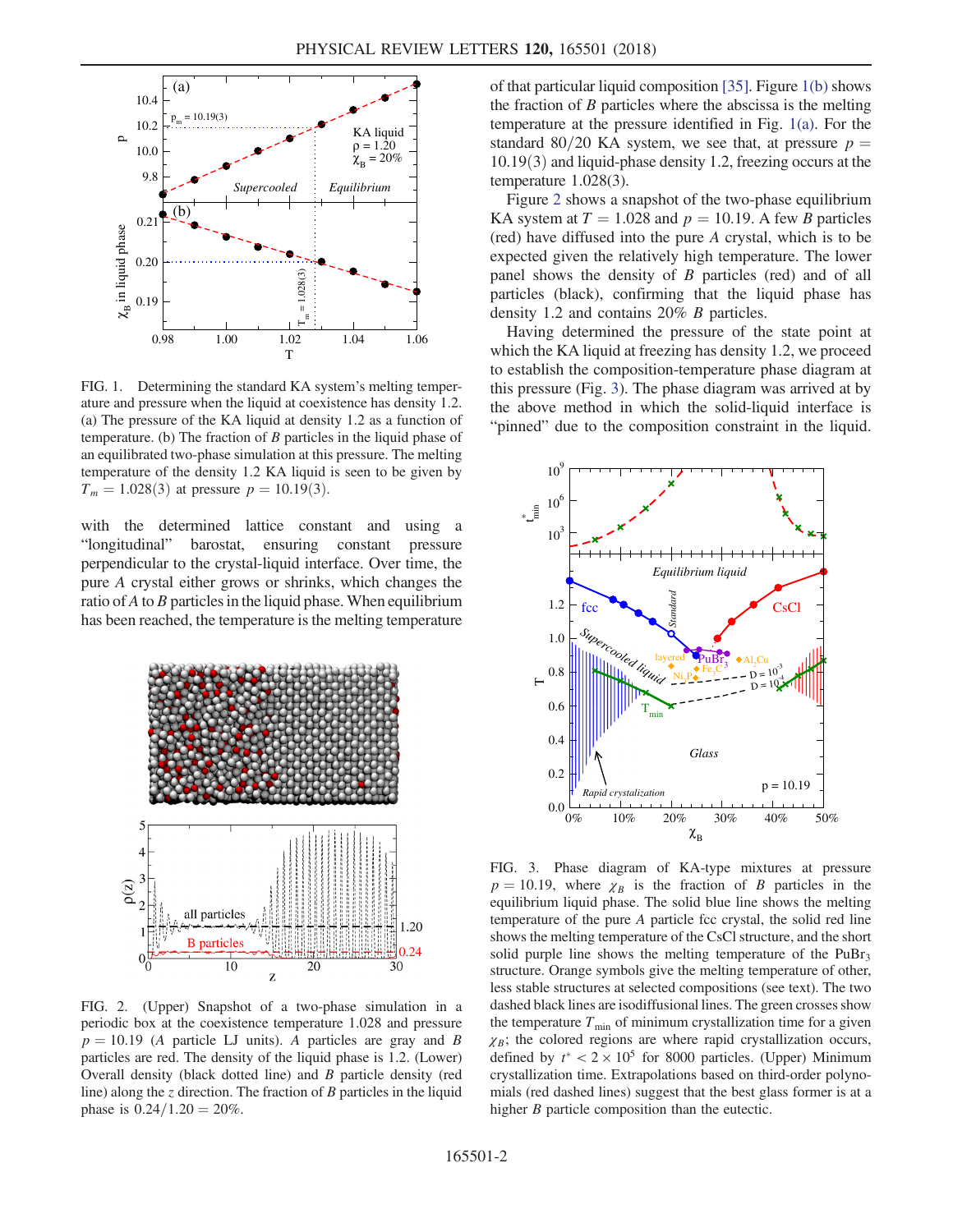FIG. 1. Determining the standard KA system's melting temperature and pressure when the liquid at coexistence has density 1.2. (a) The pressure of the KA liquid at density 1.2 as a function of temperature. (b) The fraction of $B$ particles in the liquid phase of an equilibrated two-phase simulation at this pressure. The melting temperature of the density 1.2 KA liquid is seen to be given by $T_m = 1.028(3)$ at pressure $p = 10.19(3)$.

with the determined lattice constant and using a "longitudinal" barostat, ensuring constant pressure perpendicular to the crystal-liquid interface. Over time, the pure $A$ crystal either grows or shrinks, which changes the ratio of $A$ to $B$ particles in the liquid phase. When equilibrium has been reached, the temperature is the melting temperature of that particular liquid composition [35]. Figure 1(b) shows the fraction of $B$ particles where the abscissa is the melting temperature at the pressure identified in Fig. 1(a). For the standard 80/20 KA system, we see that, at pressure $p = 10.19(3)$ and liquid-phase density 1.2, freezing occurs at the temperature 1.028(3).

Figure 2 shows a snapshot of the two-phase equilibrium KA system at $T = 1.028$ and $p = 10.19$. A few $B$ particles (red) have diffused into the pure $A$ crystal, which is to be expected given the relatively high temperature. The lower panel shows the density of $B$ particles (red) and of all particles (black), confirming that the liquid phase has density 1.2 and contains 20% $B$ particles.

Having determined the pressure of the state point at which the KA liquid at freezing has density 1.2, we proceed to establish the composition-temperature phase diagram at this pressure (Fig. 3). The phase diagram was arrived at by the above method in which the solid-liquid interface is "pinned" due to the composition constraint in the liquid.

FIG. 2. (Upper) Snapshot of a two-phase simulation in a periodic box at the coexistence temperature 1.028 and pressure $p = 10.19$ ($A$ particle LJ units). $A$ particles are gray and $B$ particles are red. The density of the liquid phase is 1.2. (Lower) Overall density (black dotted line) and $B$ particle density (red line) along the $z$ direction. The fraction of $B$ particles in the liquid phase is $0.24/1.20 = 20\%$.

FIG. 3. Phase diagram of KA-type mixtures at pressure $p = 10.19$, where $\chi_B$ is the fraction of $B$ particles in the equilibrium liquid phase. The solid blue line shows the melting temperature of the pure $A$ particle fcc crystal, the solid red line shows the melting temperature of the CsCl structure, and the short solid purple line shows the melting temperature of the $PuBr_3$ structure. Orange symbols give the melting temperature of other, less stable structures at selected compositions (see text). The two dashed black lines are isodiffusional lines. The green crosses show the temperature $T_{\min}$ of minimum crystallization time for a given $\chi_B$; the colored regions are where rapid crystallization occurs, defined by $t^* < 2 \times 10^5$ for 8000 particles. (Upper) Minimum crystallization time. Extrapolations based on third-order polynomials (red dashed lines) suggest that the best glass former is at a higher $B$ particle composition than the eutectic.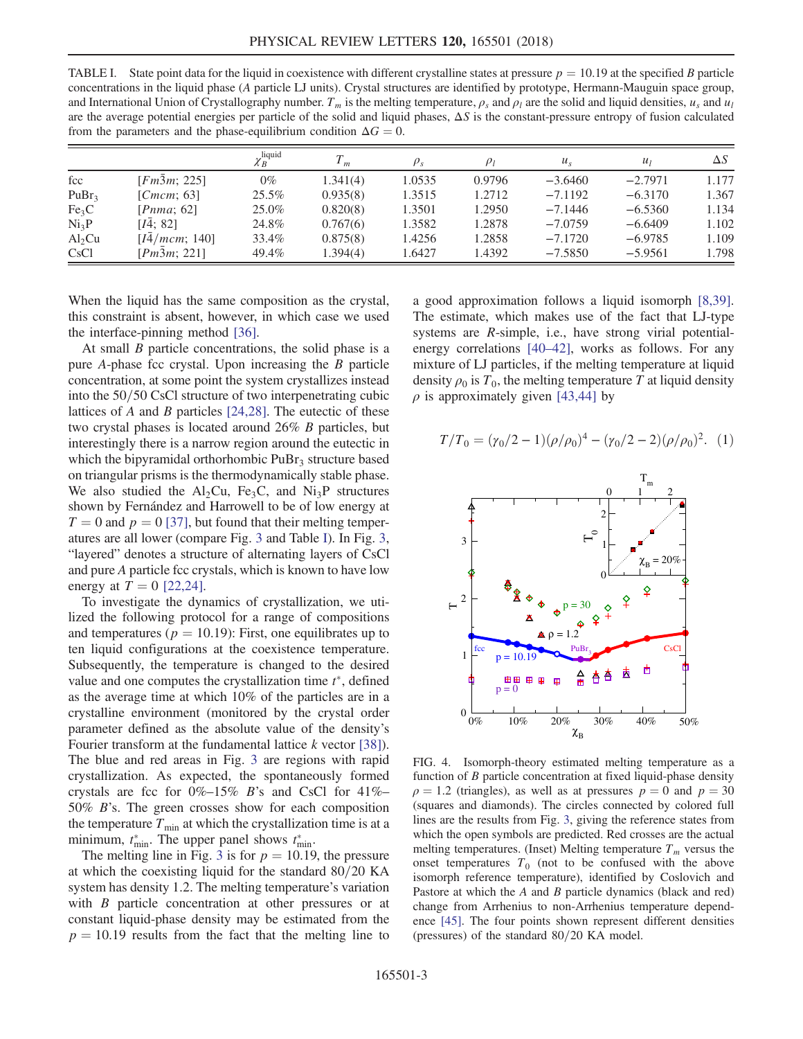TABLE I. State point data for the liquid in coexistence with different crystalline states at pressure $p = 10.19$ at the specified $B$ particle concentrations in the liquid phase ($A$ particle LJ units). Crystal structures are identified by prototype, Hermann-Mauguin space group, and International Union of Crystallography number. $T_m$ is the melting temperature, $\rho_s$ and $\rho_l$ are the solid and liquid densities, $u_s$ and $u_l$ are the average potential energies per particle of the solid and liquid phases, $\Delta S$ is the constant-pressure entropy of fusion calculated from the parameters and the phase-equilibrium condition $\Delta G = 0$.

| | | $\chi_B^{\text{liquid}}$ | $T_m$ | $\rho_s$ | $\rho_l$ | $u_s$ | $u_l$ | $\Delta S$ |
|---|---|---|---|---|---|---|---|---|
| fcc | [$Fm\bar{3}m$; 225] | 0% | 1.341(4) | 1.0535 | 0.9796 | −3.6460 | −2.7971 | 1.177 |
| $PuBr_3$ | [$Cmcm$; 63] | 25.5% | 0.935(8) | 1.3515 | 1.2712 | −7.1192 | −6.3170 | 1.367 |
| $Fe_3C$ | [$Pnma$; 62] | 25.0% | 0.820(8) | 1.3501 | 1.2950 | −7.1446 | −6.5360 | 1.134 |
| $Ni_3P$ | [$I\bar{4}$; 82] | 24.8% | 0.767(6) | 1.3582 | 1.2878 | −7.0759 | −6.6409 | 1.102 |
| $Al_2Cu$ | [$I\bar{4}/mcm$; 140] | 33.4% | 0.875(8) | 1.4256 | 1.2858 | −7.1720 | −6.9785 | 1.109 |
| CsCl | [$Pm\bar{3}m$; 221] | 49.4% | 1.394(4) | 1.6427 | 1.4392 | −7.5850 | −5.9561 | 1.798 |

When the liquid has the same composition as the crystal, this constraint is absent, however, in which case we used the interface-pinning method [36].

At small $B$ particle concentrations, the solid phase is a pure $A$-phase fcc crystal. Upon increasing the $B$ particle concentration, at some point the system crystallizes instead into the 50/50 CsCl structure of two interpenetrating cubic lattices of $A$ and $B$ particles [24,28]. The eutectic of these two crystal phases is located around 26% $B$ particles, but interestingly there is a narrow region around the eutectic in which the bipyramidal orthorhombic $PuBr_3$ structure based on triangular prisms is the thermodynamically stable phase. We also studied the $Al_2Cu$, $Fe_3C$, and $Ni_3P$ structures shown by Fernández and Harrowell to be of low energy at $T = 0$ and $p = 0$ [37], but found that their melting temperatures are all lower (compare Fig. 3 and Table I). In Fig. 3, "layered" denotes a structure of alternating layers of CsCl and pure $A$ particle fcc crystals, which is known to have low energy at $T = 0$ [22,24].

To investigate the dynamics of crystallization, we utilized the following protocol for a range of compositions and temperatures ($p = 10.19$): First, one equilibrates up to ten liquid configurations at the coexistence temperature. Subsequently, the temperature is changed to the desired value and one computes the crystallization time $t^*$, defined as the average time at which 10% of the particles are in a crystalline environment (monitored by the crystal order parameter defined as the absolute value of the density's Fourier transform at the fundamental lattice $k$ vector [38]). The blue and red areas in Fig. 3 are regions with rapid crystallization. As expected, the spontaneously formed crystals are fcc for 0%–15% $B$'s and CsCl for 41%–50% $B$'s. The green crosses show for each composition the temperature $T_{\min}$ at which the crystallization time is at a minimum, $t^*_{\min}$. The upper panel shows $t^*_{\min}$.

The melting line in Fig. 3 is for $p = 10.19$, the pressure at which the coexisting liquid for the standard 80/20 KA system has density 1.2. The melting temperature's variation with $B$ particle concentration at other pressures or at constant liquid-phase density may be estimated from the $p = 10.19$ results from the fact that the melting line to a good approximation follows a liquid isomorph [8,39]. The estimate, which makes use of the fact that LJ-type systems are $R$-simple, i.e., have strong virial potential-energy correlations [40–42], works as follows. For any mixture of LJ particles, if the melting temperature at liquid density $\rho_0$ is $T_0$, the melting temperature $T$ at liquid density $\rho$ is approximately given [43,44] by

$$T/T_0 = (\gamma_0/2 - 1)(\rho/\rho_0)^4 - (\gamma_0/2 - 2)(\rho/\rho_0)^2. \quad (1)$$

FIG. 4. Isomorph-theory estimated melting temperature as a function of $B$ particle concentration at fixed liquid-phase density $\rho = 1.2$ (triangles), as well as at pressures $p = 0$ and $p = 30$ (squares and diamonds). The circles connected by colored full lines are the results from Fig. 3, giving the reference states from which the open symbols are predicted. Red crosses are the actual melting temperatures. (Inset) Melting temperature $T_m$ versus the onset temperatures $T_0$ (not to be confused with the above isomorph reference temperature), identified by Coslovich and Pastore at which the $A$ and $B$ particle dynamics (black and red) change from Arrhenius to non-Arrhenius temperature dependence [45]. The four points shown represent different densities (pressures) of the standard 80/20 KA model.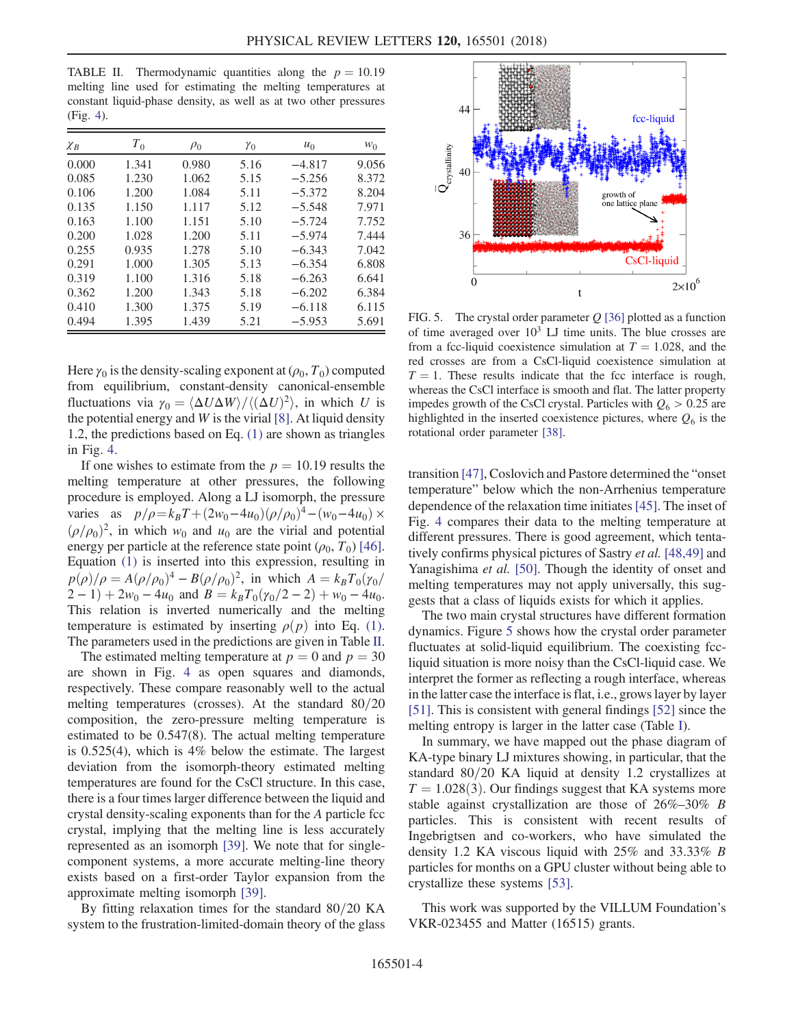TABLE II. Thermodynamic quantities along the $p = 10.19$ melting line used for estimating the melting temperatures at constant liquid-phase density, as well as at two other pressures (Fig. 4).

| $\chi_B$ | $T_0$ | $\rho_0$ | $\gamma_0$ | $u_0$ | $w_0$ |
|---|---|---|---|---|---|
| 0.000 | 1.341 | 0.980 | 5.16 | −4.817 | 9.056 |
| 0.085 | 1.230 | 1.062 | 5.15 | −5.256 | 8.372 |
| 0.106 | 1.200 | 1.084 | 5.11 | −5.372 | 8.204 |
| 0.135 | 1.150 | 1.117 | 5.12 | −5.548 | 7.971 |
| 0.163 | 1.100 | 1.151 | 5.10 | −5.724 | 7.752 |
| 0.200 | 1.028 | 1.200 | 5.11 | −5.974 | 7.444 |
| 0.255 | 0.935 | 1.278 | 5.10 | −6.343 | 7.042 |
| 0.291 | 1.000 | 1.305 | 5.13 | −6.354 | 6.808 |
| 0.319 | 1.100 | 1.316 | 5.18 | −6.263 | 6.641 |
| 0.362 | 1.200 | 1.343 | 5.18 | −6.202 | 6.384 |
| 0.410 | 1.300 | 1.375 | 5.19 | −6.118 | 6.115 |
| 0.494 | 1.395 | 1.439 | 5.21 | −5.953 | 5.691 |

Here $\gamma_0$ is the density-scaling exponent at $(\rho_0, T_0)$ computed from equilibrium, constant-density canonical-ensemble fluctuations via $\gamma_0 = \langle \Delta U \Delta W \rangle / \langle (\Delta U)^2 \rangle$, in which $U$ is the potential energy and $W$ is the virial [8]. At liquid density 1.2, the predictions based on Eq. (1) are shown as triangles in Fig. 4.

If one wishes to estimate from the $p = 10.19$ results the melting temperature at other pressures, the following procedure is employed. Along a LJ isomorph, the pressure varies as $p/\rho = k_B T + (2w_0 - 4u_0)(\rho/\rho_0)^4 - (w_0 - 4u_0) \times (\rho/\rho_0)^2$, in which $w_0$ and $u_0$ are the virial and potential energy per particle at the reference state point $(\rho_0, T_0)$ [46]. Equation (1) is inserted into this expression, resulting in $p(\rho)/\rho = A(\rho/\rho_0)^4 - B(\rho/\rho_0)^2$, in which $A = k_B T_0(\gamma_0/2 - 1) + 2w_0 - 4u_0$ and $B = k_B T_0(\gamma_0/2 - 2) + w_0 - 4u_0$. This relation is inverted numerically and the melting temperature is estimated by inserting $\rho(p)$ into Eq. (1). The parameters used in the predictions are given in Table II.

The estimated melting temperature at $p = 0$ and $p = 30$ are shown in Fig. 4 as open squares and diamonds, respectively. These compare reasonably well to the actual melting temperatures (crosses). At the standard 80/20 composition, the zero-pressure melting temperature is estimated to be 0.547(8). The actual melting temperature is 0.525(4), which is 4% below the estimate. The largest deviation from the isomorph-theory estimated melting temperatures are found for the CsCl structure. In this case, there is a four times larger difference between the liquid and crystal density-scaling exponents than for the $A$ particle fcc crystal, implying that the melting line is less accurately represented as an isomorph [39]. We note that for single-component systems, a more accurate melting-line theory exists based on a first-order Taylor expansion from the approximate melting isomorph [39].

By fitting relaxation times for the standard 80/20 KA system to the frustration-limited-domain theory of the glass transition [47], Coslovich and Pastore determined the "onset temperature" below which the non-Arrhenius temperature dependence of the relaxation time initiates [45]. The inset of Fig. 4 compares their data to the melting temperature at different pressures. There is good agreement, which tentatively confirms physical pictures of Sastry *et al.* [48,49] and Yanagishima *et al.* [50]. Though the identity of onset and melting temperatures may not apply universally, this suggests that a class of liquids exists for which it applies.

FIG. 5. The crystal order parameter $Q$ [36] plotted as a function of time averaged over $10^3$ LJ time units. The blue crosses are from a fcc-liquid coexistence simulation at $T = 1.028$, and the red crosses are from a CsCl-liquid coexistence simulation at $T = 1$. These results indicate that the fcc interface is rough, whereas the CsCl interface is smooth and flat. The latter property impedes growth of the CsCl crystal. Particles with $Q_6 > 0.25$ are highlighted in the inserted coexistence pictures, where $Q_6$ is the rotational order parameter [38].

The two main crystal structures have different formation dynamics. Figure 5 shows how the crystal order parameter fluctuates at solid-liquid equilibrium. The coexisting fcc-liquid situation is more noisy than the CsCl-liquid case. We interpret the former as reflecting a rough interface, whereas in the latter case the interface is flat, i.e., grows layer by layer [51]. This is consistent with general findings [52] since the melting entropy is larger in the latter case (Table I).

In summary, we have mapped out the phase diagram of KA-type binary LJ mixtures showing, in particular, that the standard 80/20 KA liquid at density 1.2 crystallizes at $T = 1.028(3)$. Our findings suggest that KA systems more stable against crystallization are those of 26%–30% $B$ particles. This is consistent with recent results of Ingebrigtsen and co-workers, who have simulated the density 1.2 KA viscous liquid with 25% and 33.33% $B$ particles for months on a GPU cluster without being able to crystallize these systems [53].

This work was supported by the VILLUM Foundation's VKR-023455 and Matter (16515) grants.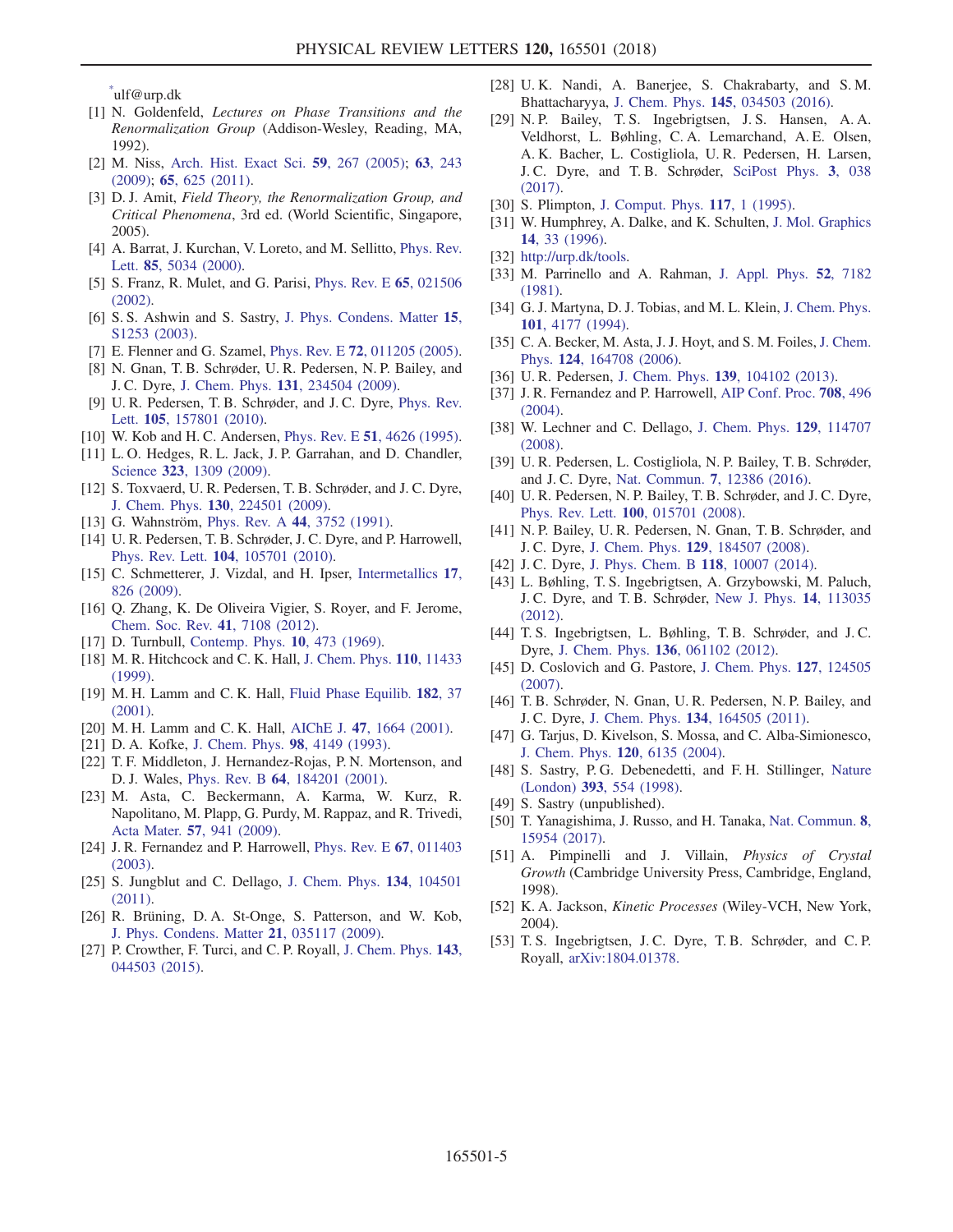*ulf@urp.dk

[1] N. Goldenfeld, *Lectures on Phase Transitions and the Renormalization Group* (Addison-Wesley, Reading, MA, 1992).

[2] M. Niss, Arch. Hist. Exact Sci. **59**, 267 (2005); **63**, 243 (2009); **65**, 625 (2011).

[3] D. J. Amit, *Field Theory, the Renormalization Group, and Critical Phenomena*, 3rd ed. (World Scientific, Singapore, 2005).

[4] A. Barrat, J. Kurchan, V. Loreto, and M. Sellitto, Phys. Rev. Lett. **85**, 5034 (2000).

[5] S. Franz, R. Mulet, and G. Parisi, Phys. Rev. E **65**, 021506 (2002).

[6] S. S. Ashwin and S. Sastry, J. Phys. Condens. Matter **15**, S1253 (2003).

[7] E. Flenner and G. Szamel, Phys. Rev. E **72**, 011205 (2005).

[8] N. Gnan, T. B. Schrøder, U. R. Pedersen, N. P. Bailey, and J. C. Dyre, J. Chem. Phys. **131**, 234504 (2009).

[9] U. R. Pedersen, T. B. Schrøder, and J. C. Dyre, Phys. Rev. Lett. **105**, 157801 (2010).

[10] W. Kob and H. C. Andersen, Phys. Rev. E **51**, 4626 (1995).

[11] L. O. Hedges, R. L. Jack, J. P. Garrahan, and D. Chandler, Science **323**, 1309 (2009).

[12] S. Toxvaerd, U. R. Pedersen, T. B. Schrøder, and J. C. Dyre, J. Chem. Phys. **130**, 224501 (2009).

[13] G. Wahnström, Phys. Rev. A **44**, 3752 (1991).

[14] U. R. Pedersen, T. B. Schrøder, J. C. Dyre, and P. Harrowell, Phys. Rev. Lett. **104**, 105701 (2010).

[15] C. Schmetterer, J. Vizdal, and H. Ipser, Intermetallics **17**, 826 (2009).

[16] Q. Zhang, K. De Oliveira Vigier, S. Royer, and F. Jerome, Chem. Soc. Rev. **41**, 7108 (2012).

[17] D. Turnbull, Contemp. Phys. **10**, 473 (1969).

[18] M. R. Hitchcock and C. K. Hall, J. Chem. Phys. **110**, 11433 (1999).

[19] M. H. Lamm and C. K. Hall, Fluid Phase Equilib. **182**, 37 (2001).

[20] M. H. Lamm and C. K. Hall, AIChE J. **47**, 1664 (2001).

[21] D. A. Kofke, J. Chem. Phys. **98**, 4149 (1993).

[22] T. F. Middleton, J. Hernandez-Rojas, P. N. Mortenson, and D. J. Wales, Phys. Rev. B **64**, 184201 (2001).

[23] M. Asta, C. Beckermann, A. Karma, W. Kurz, R. Napolitano, M. Plapp, G. Purdy, M. Rappaz, and R. Trivedi, Acta Mater. **57**, 941 (2009).

[24] J. R. Fernandez and P. Harrowell, Phys. Rev. E **67**, 011403 (2003).

[25] S. Jungblut and C. Dellago, J. Chem. Phys. **134**, 104501 (2011).

[26] R. Brüning, D. A. St-Onge, S. Patterson, and W. Kob, J. Phys. Condens. Matter **21**, 035117 (2009).

[27] P. Crowther, F. Turci, and C. P. Royall, J. Chem. Phys. **143**, 044503 (2015).

[28] U. K. Nandi, A. Banerjee, S. Chakrabarty, and S. M. Bhattacharyya, J. Chem. Phys. **145**, 034503 (2016).

[29] N. P. Bailey, T. S. Ingebrigtsen, J. S. Hansen, A. A. Veldhorst, L. Bøhling, C. A. Lemarchand, A. E. Olsen, A. K. Bacher, L. Costigliola, U. R. Pedersen, H. Larsen, J. C. Dyre, and T. B. Schrøder, SciPost Phys. **3**, 038 (2017).

[30] S. Plimpton, J. Comput. Phys. **117**, 1 (1995).

[31] W. Humphrey, A. Dalke, and K. Schulten, J. Mol. Graphics **14**, 33 (1996).

[32] http://urp.dk/tools.

[33] M. Parrinello and A. Rahman, J. Appl. Phys. **52**, 7182 (1981).

[34] G. J. Martyna, D. J. Tobias, and M. L. Klein, J. Chem. Phys. **101**, 4177 (1994).

[35] C. A. Becker, M. Asta, J. J. Hoyt, and S. M. Foiles, J. Chem. Phys. **124**, 164708 (2006).

[36] U. R. Pedersen, J. Chem. Phys. **139**, 104102 (2013).

[37] J. R. Fernandez and P. Harrowell, AIP Conf. Proc. **708**, 496 (2004).

[38] W. Lechner and C. Dellago, J. Chem. Phys. **129**, 114707 (2008).

[39] U. R. Pedersen, L. Costigliola, N. P. Bailey, T. B. Schrøder, and J. C. Dyre, Nat. Commun. **7**, 12386 (2016).

[40] U. R. Pedersen, N. P. Bailey, T. B. Schrøder, and J. C. Dyre, Phys. Rev. Lett. **100**, 015701 (2008).

[41] N. P. Bailey, U. R. Pedersen, N. Gnan, T. B. Schrøder, and J. C. Dyre, J. Chem. Phys. **129**, 184507 (2008).

[42] J. C. Dyre, J. Phys. Chem. B **118**, 10007 (2014).

[43] L. Bøhling, T. S. Ingebrigtsen, A. Grzybowski, M. Paluch, J. C. Dyre, and T. B. Schrøder, New J. Phys. **14**, 113035 (2012).

[44] T. S. Ingebrigtsen, L. Bøhling, T. B. Schrøder, and J. C. Dyre, J. Chem. Phys. **136**, 061102 (2012).

[45] D. Coslovich and G. Pastore, J. Chem. Phys. **127**, 124505 (2007).

[46] T. B. Schrøder, N. Gnan, U. R. Pedersen, N. P. Bailey, and J. C. Dyre, J. Chem. Phys. **134**, 164505 (2011).

[47] G. Tarjus, D. Kivelson, S. Mossa, and C. Alba-Simionesco, J. Chem. Phys. **120**, 6135 (2004).

[48] S. Sastry, P. G. Debenedetti, and F. H. Stillinger, Nature (London) **393**, 554 (1998).

[49] S. Sastry (unpublished).

[50] T. Yanagishima, J. Russo, and H. Tanaka, Nat. Commun. **8**, 15954 (2017).

[51] A. Pimpinelli and J. Villain, *Physics of Crystal Growth* (Cambridge University Press, Cambridge, England, 1998).

[52] K. A. Jackson, *Kinetic Processes* (Wiley-VCH, New York, 2004).

[53] T. S. Ingebrigtsen, J. C. Dyre, T. B. Schrøder, and C. P. Royall, arXiv:1804.01378.